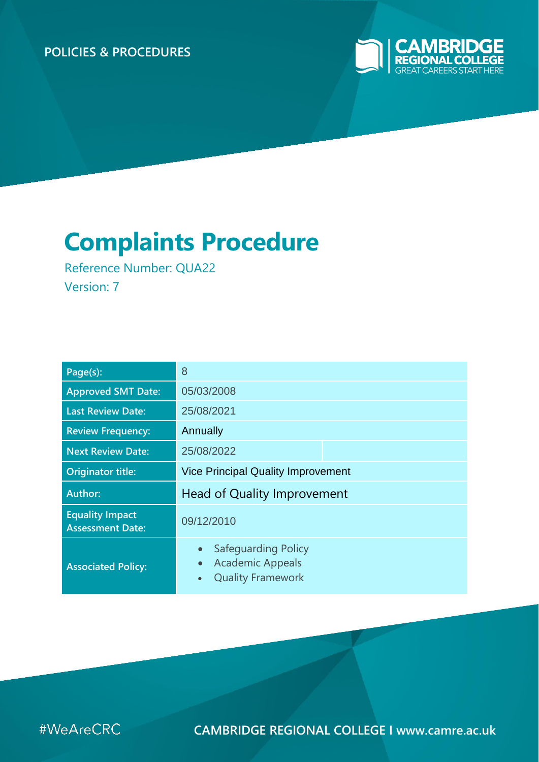POLICIES & PROCEDURES

CAMBRIDGE REGIONAL COLLEGE
GREAT CAREERS START HERE

# Complaints Procedure

Reference Number: QUA22
Version: 7

| Page(s): | 8 |
|---|---|
| Approved SMT Date: | 05/03/2008 |
| Last Review Date: | 25/08/2021 |
| Review Frequency: | Annually |
| Next Review Date: | 25/08/2022 |
| Originator title: | Vice Principal Quality Improvement |
| Author: | Head of Quality Improvement |
| Equality Impact Assessment Date: | 09/12/2010 |
| Associated Policy: | • Safeguarding Policy<br>• Academic Appeals<br>• Quality Framework |

#WeAreCRC

CAMBRIDGE REGIONAL COLLEGE I www.camre.ac.uk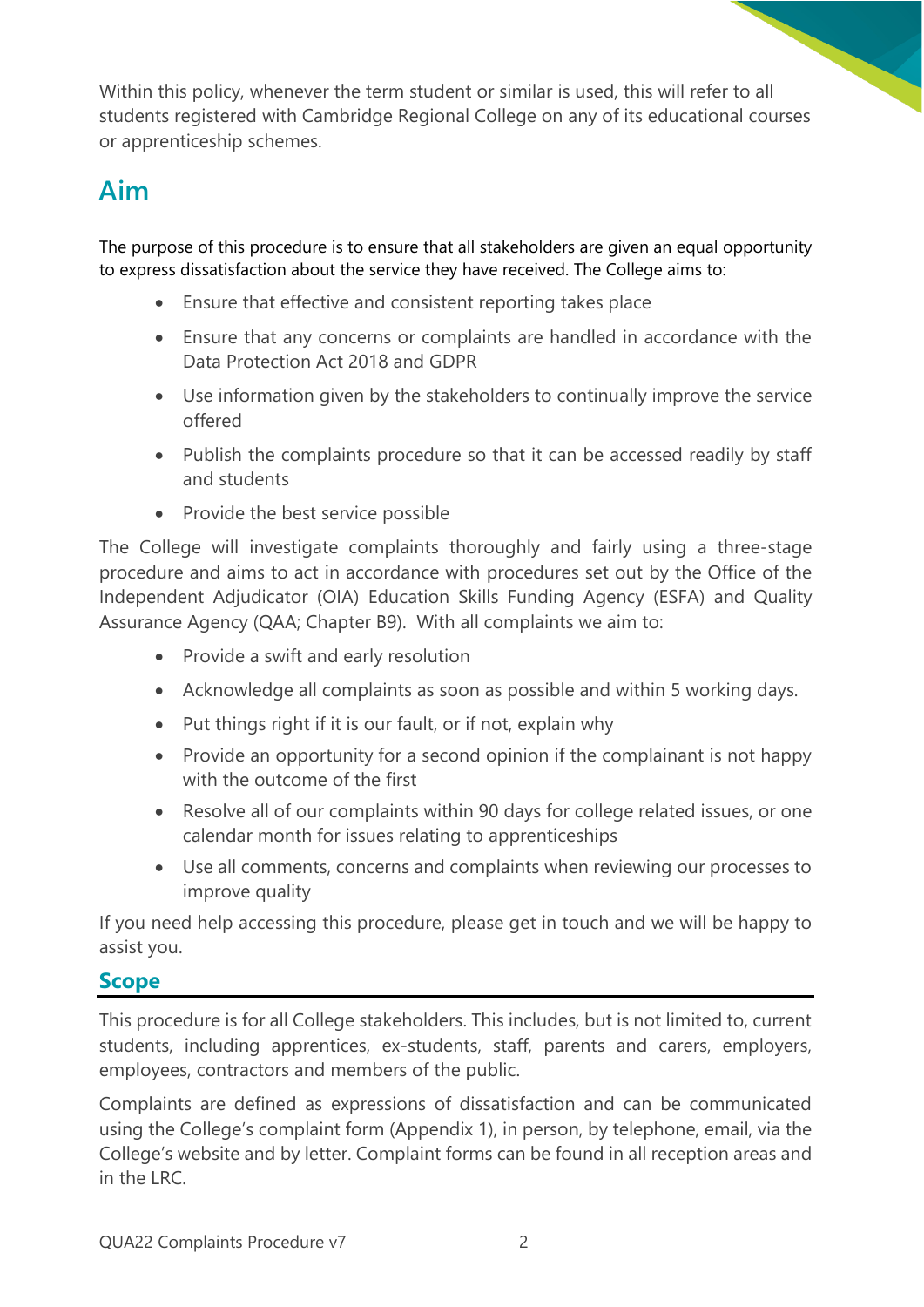Within this policy, whenever the term student or similar is used, this will refer to all students registered with Cambridge Regional College on any of its educational courses or apprenticeship schemes.

## Aim

The purpose of this procedure is to ensure that all stakeholders are given an equal opportunity to express dissatisfaction about the service they have received. The College aims to:

- Ensure that effective and consistent reporting takes place
- Ensure that any concerns or complaints are handled in accordance with the Data Protection Act 2018 and GDPR
- Use information given by the stakeholders to continually improve the service offered
- Publish the complaints procedure so that it can be accessed readily by staff and students
- Provide the best service possible

The College will investigate complaints thoroughly and fairly using a three-stage procedure and aims to act in accordance with procedures set out by the Office of the Independent Adjudicator (OIA) Education Skills Funding Agency (ESFA) and Quality Assurance Agency (QAA; Chapter B9). With all complaints we aim to:

- Provide a swift and early resolution
- Acknowledge all complaints as soon as possible and within 5 working days.
- Put things right if it is our fault, or if not, explain why
- Provide an opportunity for a second opinion if the complainant is not happy with the outcome of the first
- Resolve all of our complaints within 90 days for college related issues, or one calendar month for issues relating to apprenticeships
- Use all comments, concerns and complaints when reviewing our processes to improve quality

If you need help accessing this procedure, please get in touch and we will be happy to assist you.

## Scope

This procedure is for all College stakeholders. This includes, but is not limited to, current students, including apprentices, ex-students, staff, parents and carers, employers, employees, contractors and members of the public.

Complaints are defined as expressions of dissatisfaction and can be communicated using the College's complaint form (Appendix 1), in person, by telephone, email, via the College's website and by letter. Complaint forms can be found in all reception areas and in the LRC.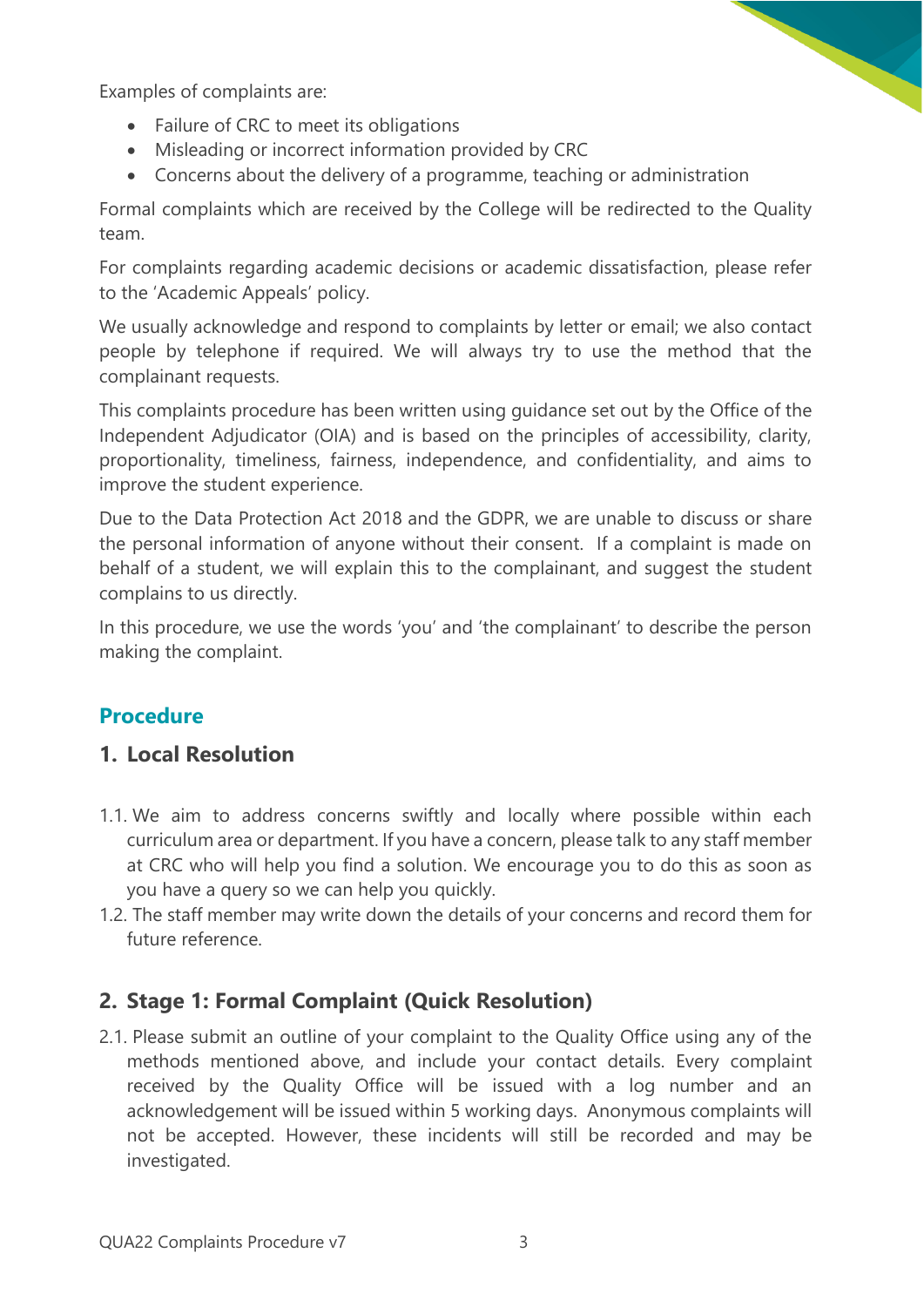Examples of complaints are:

- Failure of CRC to meet its obligations
- Misleading or incorrect information provided by CRC
- Concerns about the delivery of a programme, teaching or administration

Formal complaints which are received by the College will be redirected to the Quality team.

For complaints regarding academic decisions or academic dissatisfaction, please refer to the 'Academic Appeals' policy.

We usually acknowledge and respond to complaints by letter or email; we also contact people by telephone if required. We will always try to use the method that the complainant requests.

This complaints procedure has been written using guidance set out by the Office of the Independent Adjudicator (OIA) and is based on the principles of accessibility, clarity, proportionality, timeliness, fairness, independence, and confidentiality, and aims to improve the student experience.

Due to the Data Protection Act 2018 and the GDPR, we are unable to discuss or share the personal information of anyone without their consent. If a complaint is made on behalf of a student, we will explain this to the complainant, and suggest the student complains to us directly.

In this procedure, we use the words 'you' and 'the complainant' to describe the person making the complaint.

## Procedure

### 1. Local Resolution

1.1. We aim to address concerns swiftly and locally where possible within each curriculum area or department. If you have a concern, please talk to any staff member at CRC who will help you find a solution. We encourage you to do this as soon as you have a query so we can help you quickly.

1.2. The staff member may write down the details of your concerns and record them for future reference.

### 2. Stage 1: Formal Complaint (Quick Resolution)

2.1. Please submit an outline of your complaint to the Quality Office using any of the methods mentioned above, and include your contact details. Every complaint received by the Quality Office will be issued with a log number and an acknowledgement will be issued within 5 working days. Anonymous complaints will not be accepted. However, these incidents will still be recorded and may be investigated.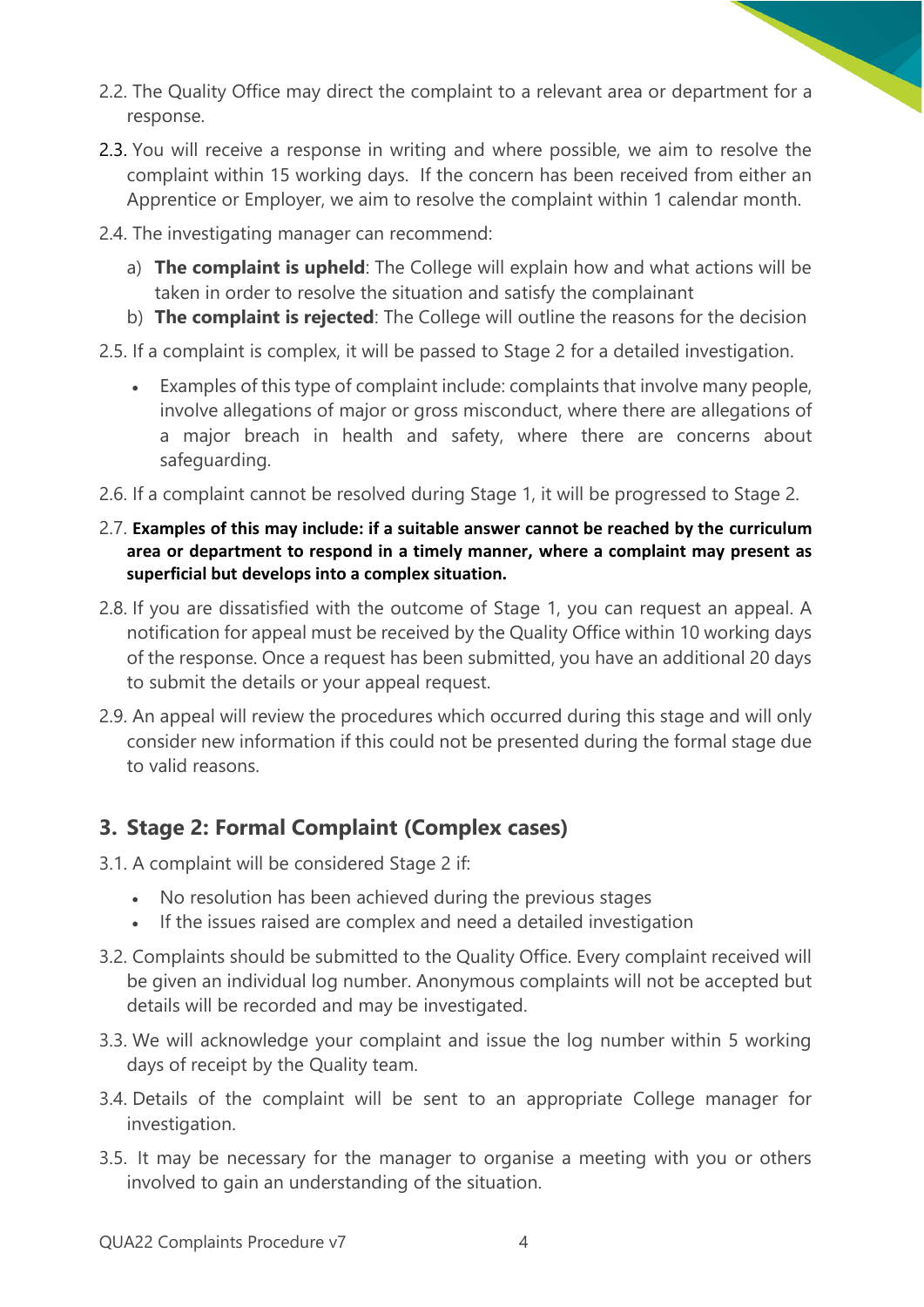2.2. The Quality Office may direct the complaint to a relevant area or department for a response.

2.3. You will receive a response in writing and where possible, we aim to resolve the complaint within 15 working days. If the concern has been received from either an Apprentice or Employer, we aim to resolve the complaint within 1 calendar month.

2.4. The investigating manager can recommend:

a) **The complaint is upheld**: The College will explain how and what actions will be taken in order to resolve the situation and satisfy the complainant

b) **The complaint is rejected**: The College will outline the reasons for the decision

2.5. If a complaint is complex, it will be passed to Stage 2 for a detailed investigation.

- Examples of this type of complaint include: complaints that involve many people, involve allegations of major or gross misconduct, where there are allegations of a major breach in health and safety, where there are concerns about safeguarding.

2.6. If a complaint cannot be resolved during Stage 1, it will be progressed to Stage 2.

2.7. **Examples of this may include: if a suitable answer cannot be reached by the curriculum area or department to respond in a timely manner, where a complaint may present as superficial but develops into a complex situation.**

2.8. If you are dissatisfied with the outcome of Stage 1, you can request an appeal. A notification for appeal must be received by the Quality Office within 10 working days of the response. Once a request has been submitted, you have an additional 20 days to submit the details or your appeal request.

2.9. An appeal will review the procedures which occurred during this stage and will only consider new information if this could not be presented during the formal stage due to valid reasons.

## 3. Stage 2: Formal Complaint (Complex cases)

3.1. A complaint will be considered Stage 2 if:

- No resolution has been achieved during the previous stages
- If the issues raised are complex and need a detailed investigation

3.2. Complaints should be submitted to the Quality Office. Every complaint received will be given an individual log number. Anonymous complaints will not be accepted but details will be recorded and may be investigated.

3.3. We will acknowledge your complaint and issue the log number within 5 working days of receipt by the Quality team.

3.4. Details of the complaint will be sent to an appropriate College manager for investigation.

3.5. It may be necessary for the manager to organise a meeting with you or others involved to gain an understanding of the situation.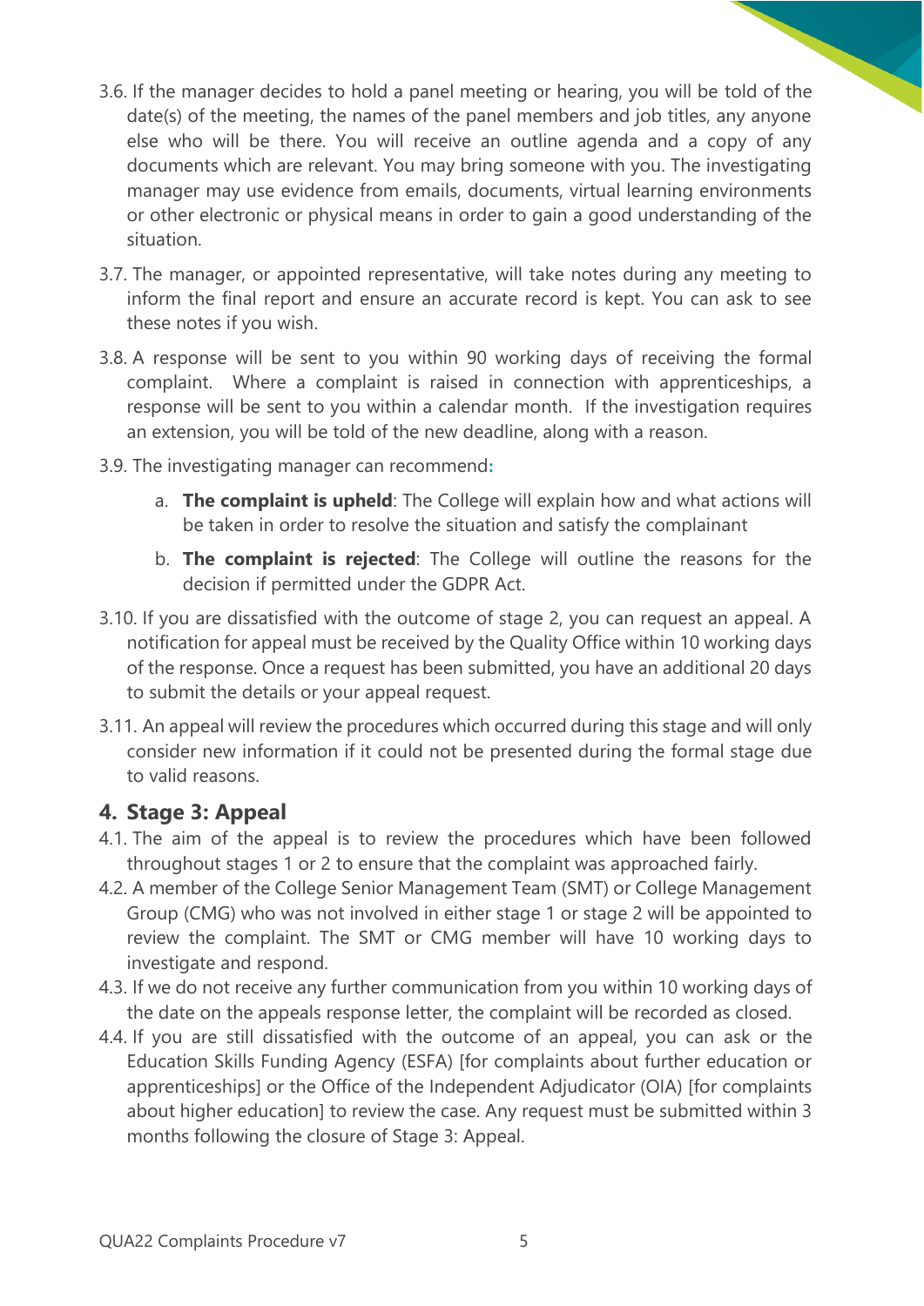3.6. If the manager decides to hold a panel meeting or hearing, you will be told of the date(s) of the meeting, the names of the panel members and job titles, any anyone else who will be there. You will receive an outline agenda and a copy of any documents which are relevant. You may bring someone with you. The investigating manager may use evidence from emails, documents, virtual learning environments or other electronic or physical means in order to gain a good understanding of the situation.

3.7. The manager, or appointed representative, will take notes during any meeting to inform the final report and ensure an accurate record is kept. You can ask to see these notes if you wish.

3.8. A response will be sent to you within 90 working days of receiving the formal complaint. Where a complaint is raised in connection with apprenticeships, a response will be sent to you within a calendar month. If the investigation requires an extension, you will be told of the new deadline, along with a reason.

3.9. The investigating manager can recommend:

   a. **The complaint is upheld**: The College will explain how and what actions will be taken in order to resolve the situation and satisfy the complainant

   b. **The complaint is rejected**: The College will outline the reasons for the decision if permitted under the GDPR Act.

3.10. If you are dissatisfied with the outcome of stage 2, you can request an appeal. A notification for appeal must be received by the Quality Office within 10 working days of the response. Once a request has been submitted, you have an additional 20 days to submit the details or your appeal request.

3.11. An appeal will review the procedures which occurred during this stage and will only consider new information if it could not be presented during the formal stage due to valid reasons.

## 4. Stage 3: Appeal

4.1. The aim of the appeal is to review the procedures which have been followed throughout stages 1 or 2 to ensure that the complaint was approached fairly.

4.2. A member of the College Senior Management Team (SMT) or College Management Group (CMG) who was not involved in either stage 1 or stage 2 will be appointed to review the complaint. The SMT or CMG member will have 10 working days to investigate and respond.

4.3. If we do not receive any further communication from you within 10 working days of the date on the appeals response letter, the complaint will be recorded as closed.

4.4. If you are still dissatisfied with the outcome of an appeal, you can ask or the Education Skills Funding Agency (ESFA) [for complaints about further education or apprenticeships] or the Office of the Independent Adjudicator (OIA) [for complaints about higher education] to review the case. Any request must be submitted within 3 months following the closure of Stage 3: Appeal.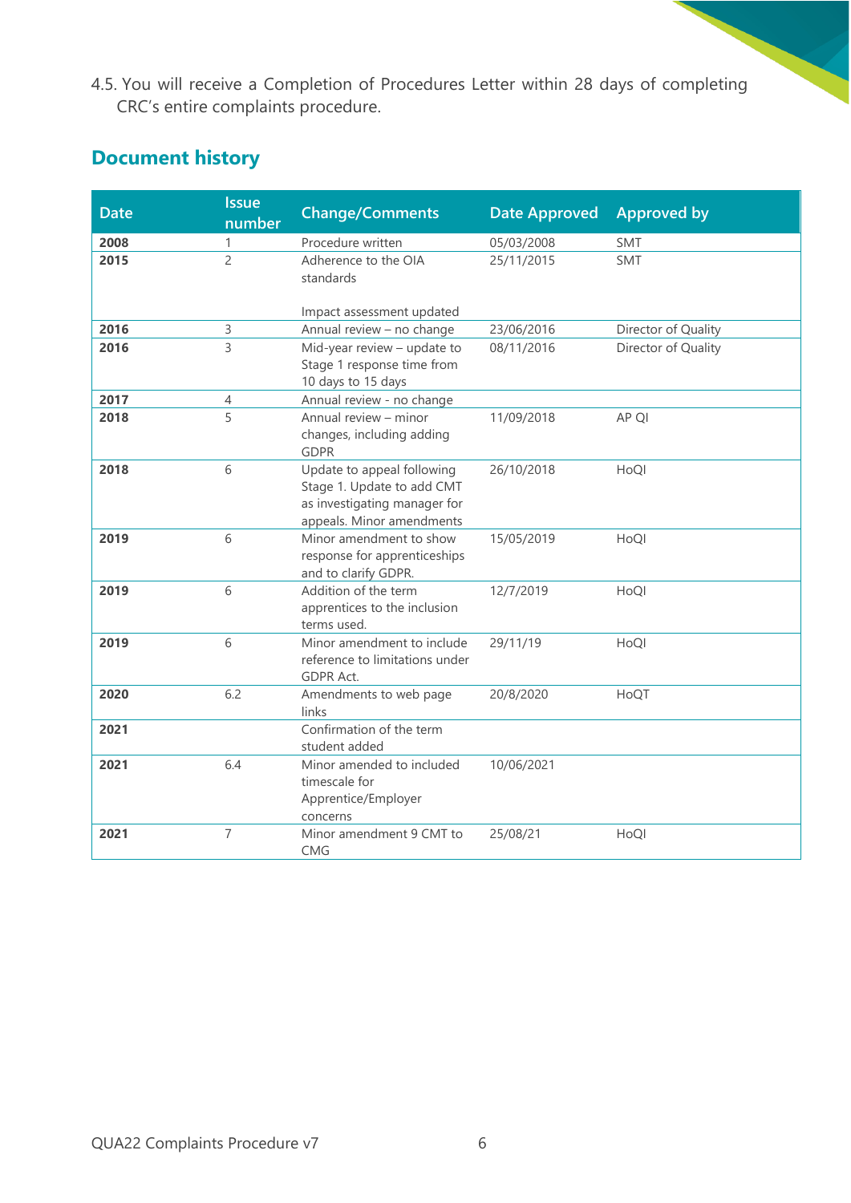4.5. You will receive a Completion of Procedures Letter within 28 days of completing CRC's entire complaints procedure.

## Document history

| Date | Issue number | Change/Comments | Date Approved | Approved by |
|---|---|---|---|---|
| **2008** | 1 | Procedure written | 05/03/2008 | SMT |
| **2015** | 2 | Adherence to the OIA standards<br><br>Impact assessment updated | 25/11/2015 | SMT |
| **2016** | 3 | Annual review – no change | 23/06/2016 | Director of Quality |
| **2016** | 3 | Mid-year review – update to Stage 1 response time from 10 days to 15 days | 08/11/2016 | Director of Quality |
| **2017** | 4 | Annual review - no change | | |
| **2018** | 5 | Annual review – minor changes, including adding GDPR | 11/09/2018 | AP QI |
| **2018** | 6 | Update to appeal following Stage 1. Update to add CMT as investigating manager for appeals. Minor amendments | 26/10/2018 | HoQI |
| **2019** | 6 | Minor amendment to show response for apprenticeships and to clarify GDPR. | 15/05/2019 | HoQI |
| **2019** | 6 | Addition of the term apprentices to the inclusion terms used. | 12/7/2019 | HoQI |
| **2019** | 6 | Minor amendment to include reference to limitations under GDPR Act. | 29/11/19 | HoQI |
| **2020** | 6.2 | Amendments to web page links | 20/8/2020 | HoQT |
| **2021** | | Confirmation of the term student added | | |
| **2021** | 6.4 | Minor amended to included timescale for Apprentice/Employer concerns | 10/06/2021 | |
| **2021** | 7 | Minor amendment 9 CMT to CMG | 25/08/21 | HoQI |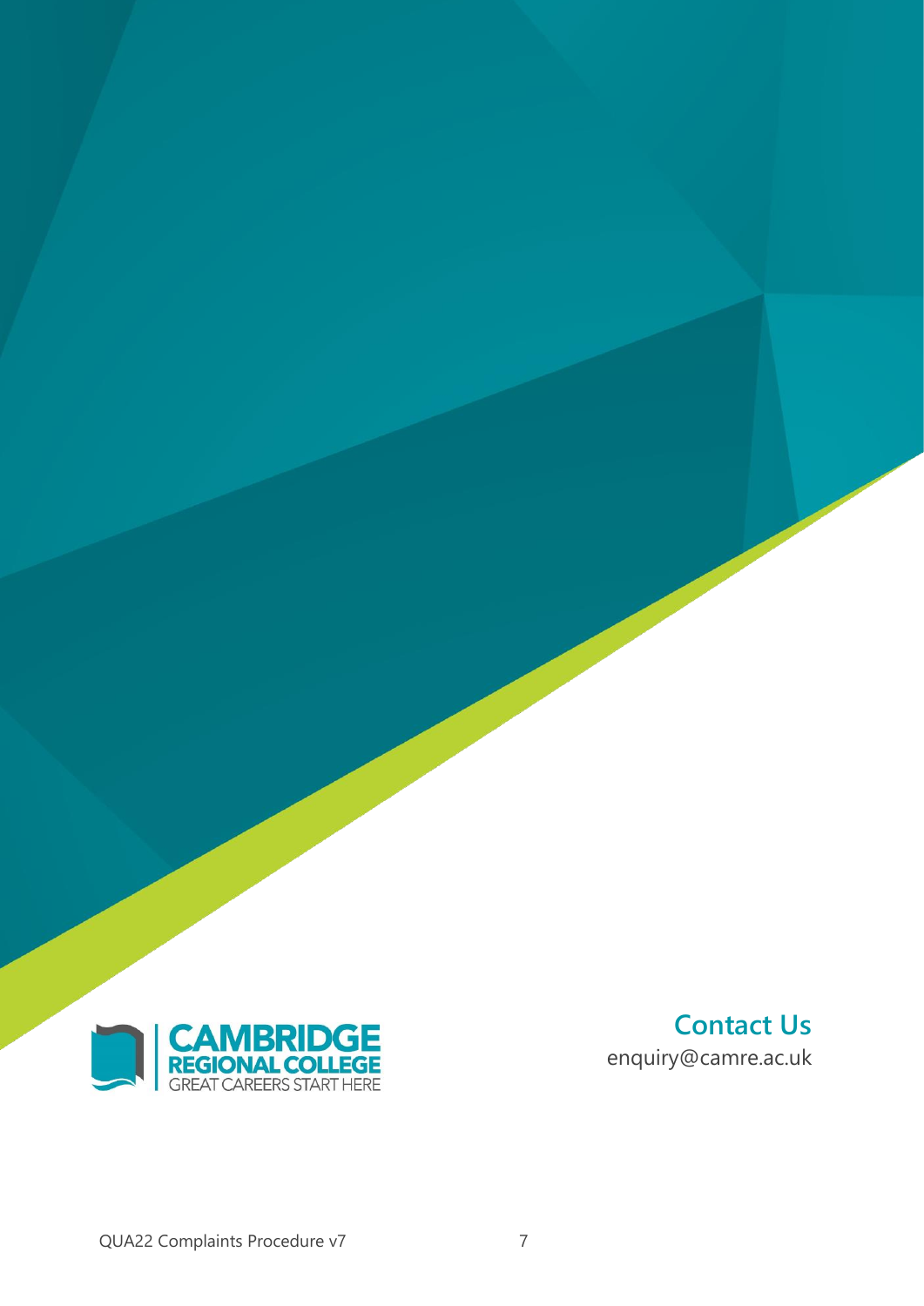CAMBRIDGE REGIONAL COLLEGE
GREAT CAREERS START HERE

## Contact Us

enquiry@camre.ac.uk